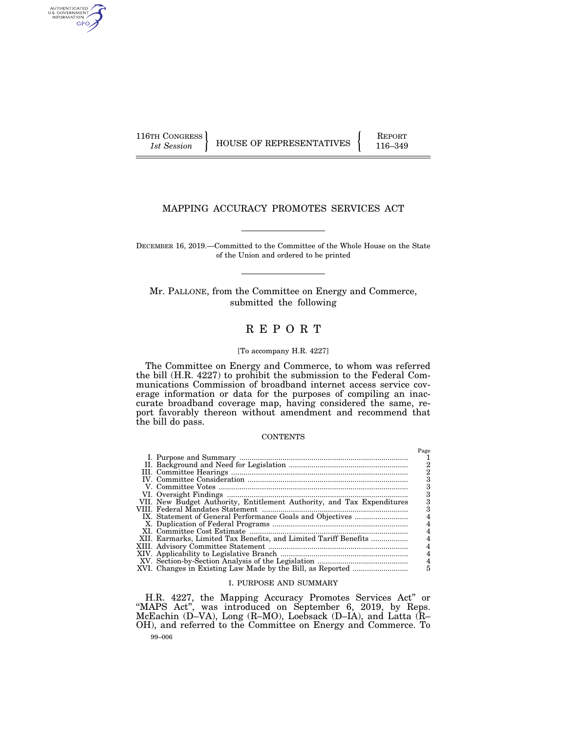116TH CONGRESS
*1st Session*

HOUSE OF REPRESENTATIVES

REPORT
116–349

# MAPPING ACCURACY PROMOTES SERVICES ACT

DECEMBER 16, 2019.—Committed to the Committee of the Whole House on the State of the Union and ordered to be printed

Mr. PALLONE, from the Committee on Energy and Commerce, submitted the following

# R E P O R T

[To accompany H.R. 4227]

The Committee on Energy and Commerce, to whom was referred the bill (H.R. 4227) to prohibit the submission to the Federal Communications Commission of broadband internet access service coverage information or data for the purposes of compiling an inaccurate broadband coverage map, having considered the same, report favorably thereon without amendment and recommend that the bill do pass.

CONTENTS

| | Page |
|---|---|
| I. Purpose and Summary | 1 |
| II. Background and Need for Legislation | 2 |
| III. Committee Hearings | 2 |
| IV. Committee Consideration | 3 |
| V. Committee Votes | 3 |
| VI. Oversight Findings | 3 |
| VII. New Budget Authority, Entitlement Authority, and Tax Expenditures | 3 |
| VIII. Federal Mandates Statement | 3 |
| IX. Statement of General Performance Goals and Objectives | 4 |
| X. Duplication of Federal Programs | 4 |
| XI. Committee Cost Estimate | 4 |
| XII. Earmarks, Limited Tax Benefits, and Limited Tariff Benefits | 4 |
| XIII. Advisory Committee Statement | 4 |
| XIV. Applicability to Legislative Branch | 4 |
| XV. Section-by-Section Analysis of the Legislation | 4 |
| XVI. Changes in Existing Law Made by the Bill, as Reported | 5 |

## I. PURPOSE AND SUMMARY

H.R. 4227, the Mapping Accuracy Promotes Services Act" or "MAPS Act", was introduced on September 6, 2019, by Reps. McEachin (D–VA), Long (R–MO), Loebsack (D–IA), and Latta (R–OH), and referred to the Committee on Energy and Commerce. To

99–006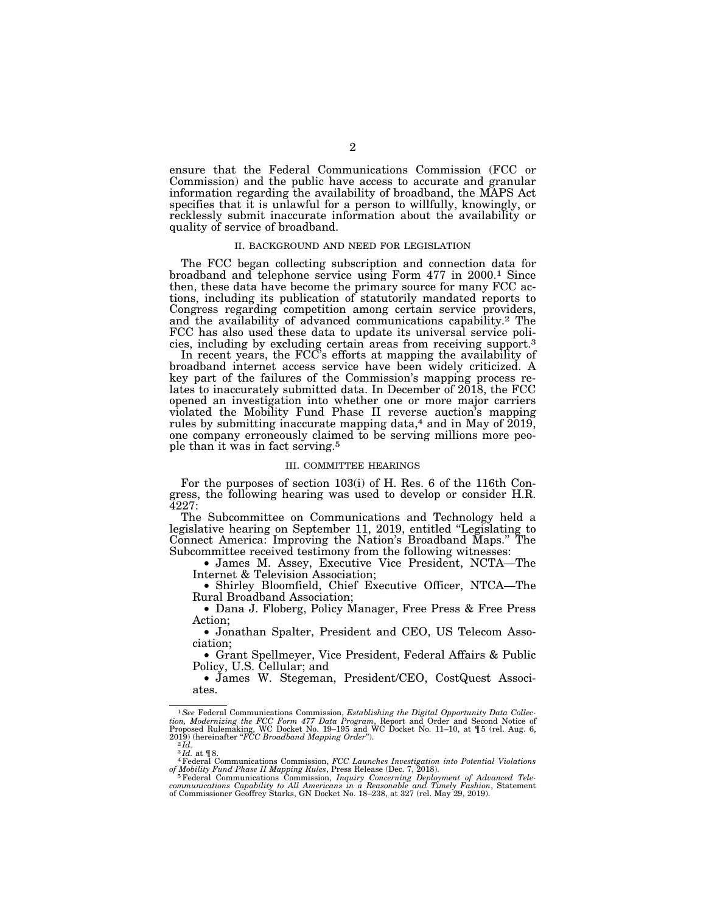ensure that the Federal Communications Commission (FCC or Commission) and the public have access to accurate and granular information regarding the availability of broadband, the MAPS Act specifies that it is unlawful for a person to willfully, knowingly, or recklessly submit inaccurate information about the availability or quality of service of broadband.

## II. BACKGROUND AND NEED FOR LEGISLATION

The FCC began collecting subscription and connection data for broadband and telephone service using Form 477 in 2000.[1] Since then, these data have become the primary source for many FCC actions, including its publication of statutorily mandated reports to Congress regarding competition among certain service providers, and the availability of advanced communications capability.[2] The FCC has also used these data to update its universal service policies, including by excluding certain areas from receiving support.[3]

In recent years, the FCC's efforts at mapping the availability of broadband internet access service have been widely criticized. A key part of the failures of the Commission's mapping process relates to inaccurately submitted data. In December of 2018, the FCC opened an investigation into whether one or more major carriers violated the Mobility Fund Phase II reverse auction's mapping rules by submitting inaccurate mapping data,[4] and in May of 2019, one company erroneously claimed to be serving millions more people than it was in fact serving.[5]

## III. COMMITTEE HEARINGS

For the purposes of section 103(i) of H. Res. 6 of the 116th Congress, the following hearing was used to develop or consider H.R. 4227:

The Subcommittee on Communications and Technology held a legislative hearing on September 11, 2019, entitled "Legislating to Connect America: Improving the Nation's Broadband Maps." The Subcommittee received testimony from the following witnesses:

- James M. Assey, Executive Vice President, NCTA—The Internet & Television Association;
- Shirley Bloomfield, Chief Executive Officer, NTCA—The Rural Broadband Association;
- Dana J. Floberg, Policy Manager, Free Press & Free Press Action;
- Jonathan Spalter, President and CEO, US Telecom Association;
- Grant Spellmeyer, Vice President, Federal Affairs & Public Policy, U.S. Cellular; and
- James W. Stegeman, President/CEO, CostQuest Associates.

---

[1] *See* Federal Communications Commission, *Establishing the Digital Opportunity Data Collection, Modernizing the FCC Form 477 Data Program*, Report and Order and Second Notice of Proposed Rulemaking, WC Docket No. 19–195 and WC Docket No. 11–10, at ¶5 (rel. Aug. 6, 2019) (hereinafter "*FCC Broadband Mapping Order*").

[2] *Id.*

[3] *Id.* at ¶8.

[4] Federal Communications Commission, *FCC Launches Investigation into Potential Violations of Mobility Fund Phase II Mapping Rules*, Press Release (Dec. 7, 2018).

[5] Federal Communications Commission, *Inquiry Concerning Deployment of Advanced Telecommunications Capability to All Americans in a Reasonable and Timely Fashion*, Statement of Commissioner Geoffrey Starks, GN Docket No. 18–238, at 327 (rel. May 29, 2019).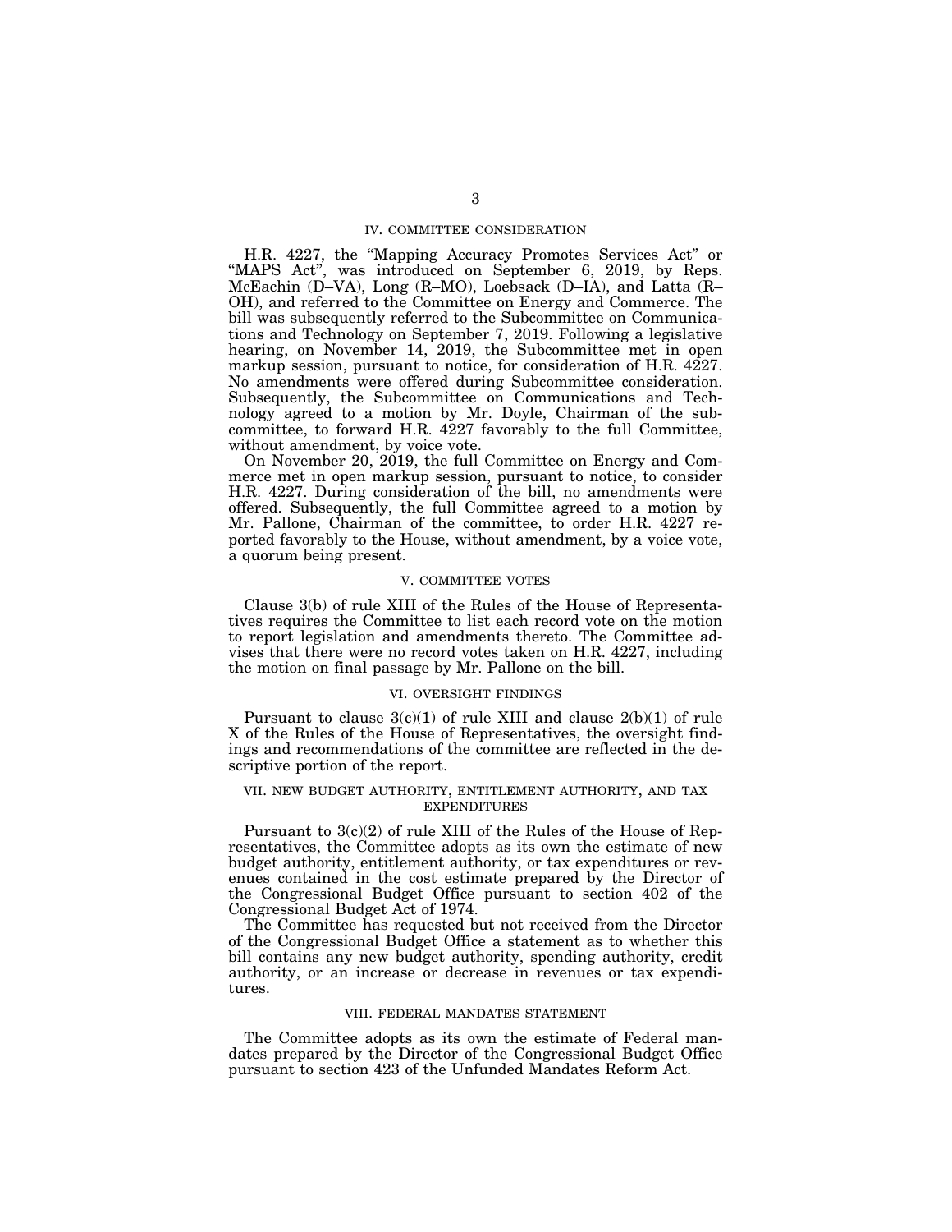## IV. COMMITTEE CONSIDERATION

H.R. 4227, the "Mapping Accuracy Promotes Services Act" or "MAPS Act", was introduced on September 6, 2019, by Reps. McEachin (D–VA), Long (R–MO), Loebsack (D–IA), and Latta (R–OH), and referred to the Committee on Energy and Commerce. The bill was subsequently referred to the Subcommittee on Communications and Technology on September 7, 2019. Following a legislative hearing, on November 14, 2019, the Subcommittee met in open markup session, pursuant to notice, for consideration of H.R. 4227. No amendments were offered during Subcommittee consideration. Subsequently, the Subcommittee on Communications and Technology agreed to a motion by Mr. Doyle, Chairman of the subcommittee, to forward H.R. 4227 favorably to the full Committee, without amendment, by voice vote.

On November 20, 2019, the full Committee on Energy and Commerce met in open markup session, pursuant to notice, to consider H.R. 4227. During consideration of the bill, no amendments were offered. Subsequently, the full Committee agreed to a motion by Mr. Pallone, Chairman of the committee, to order H.R. 4227 reported favorably to the House, without amendment, by a voice vote, a quorum being present.

## V. COMMITTEE VOTES

Clause 3(b) of rule XIII of the Rules of the House of Representatives requires the Committee to list each record vote on the motion to report legislation and amendments thereto. The Committee advises that there were no record votes taken on H.R. 4227, including the motion on final passage by Mr. Pallone on the bill.

## VI. OVERSIGHT FINDINGS

Pursuant to clause 3(c)(1) of rule XIII and clause 2(b)(1) of rule X of the Rules of the House of Representatives, the oversight findings and recommendations of the committee are reflected in the descriptive portion of the report.

## VII. NEW BUDGET AUTHORITY, ENTITLEMENT AUTHORITY, AND TAX EXPENDITURES

Pursuant to 3(c)(2) of rule XIII of the Rules of the House of Representatives, the Committee adopts as its own the estimate of new budget authority, entitlement authority, or tax expenditures or revenues contained in the cost estimate prepared by the Director of the Congressional Budget Office pursuant to section 402 of the Congressional Budget Act of 1974.

The Committee has requested but not received from the Director of the Congressional Budget Office a statement as to whether this bill contains any new budget authority, spending authority, credit authority, or an increase or decrease in revenues or tax expenditures.

## VIII. FEDERAL MANDATES STATEMENT

The Committee adopts as its own the estimate of Federal mandates prepared by the Director of the Congressional Budget Office pursuant to section 423 of the Unfunded Mandates Reform Act.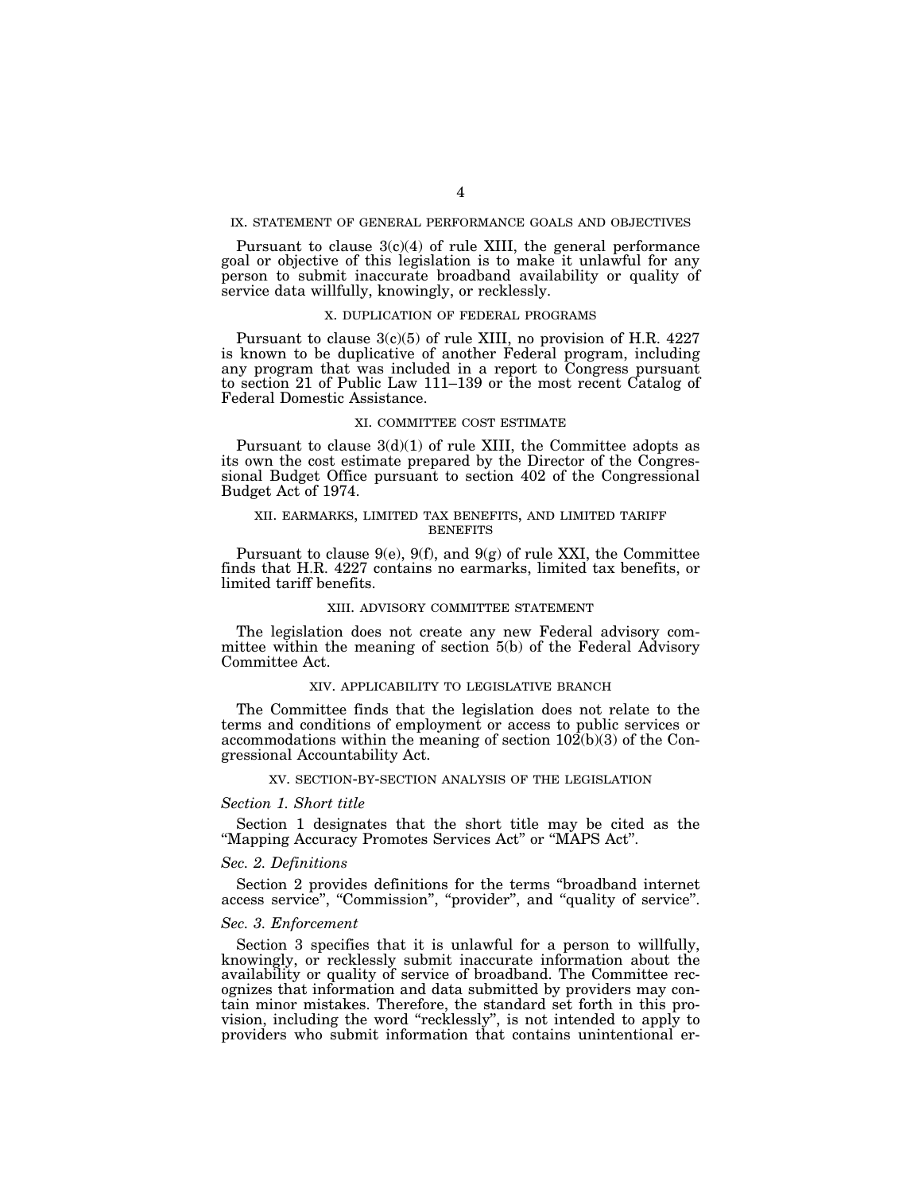## IX. STATEMENT OF GENERAL PERFORMANCE GOALS AND OBJECTIVES

Pursuant to clause 3(c)(4) of rule XIII, the general performance goal or objective of this legislation is to make it unlawful for any person to submit inaccurate broadband availability or quality of service data willfully, knowingly, or recklessly.

## X. DUPLICATION OF FEDERAL PROGRAMS

Pursuant to clause 3(c)(5) of rule XIII, no provision of H.R. 4227 is known to be duplicative of another Federal program, including any program that was included in a report to Congress pursuant to section 21 of Public Law 111–139 or the most recent Catalog of Federal Domestic Assistance.

## XI. COMMITTEE COST ESTIMATE

Pursuant to clause 3(d)(1) of rule XIII, the Committee adopts as its own the cost estimate prepared by the Director of the Congressional Budget Office pursuant to section 402 of the Congressional Budget Act of 1974.

## XII. EARMARKS, LIMITED TAX BENEFITS, AND LIMITED TARIFF BENEFITS

Pursuant to clause 9(e), 9(f), and 9(g) of rule XXI, the Committee finds that H.R. 4227 contains no earmarks, limited tax benefits, or limited tariff benefits.

## XIII. ADVISORY COMMITTEE STATEMENT

The legislation does not create any new Federal advisory committee within the meaning of section 5(b) of the Federal Advisory Committee Act.

## XIV. APPLICABILITY TO LEGISLATIVE BRANCH

The Committee finds that the legislation does not relate to the terms and conditions of employment or access to public services or accommodations within the meaning of section 102(b)(3) of the Congressional Accountability Act.

## XV. SECTION-BY-SECTION ANALYSIS OF THE LEGISLATION

### *Section 1. Short title*

Section 1 designates that the short title may be cited as the "Mapping Accuracy Promotes Services Act" or "MAPS Act".

### *Sec. 2. Definitions*

Section 2 provides definitions for the terms "broadband internet access service", "Commission", "provider", and "quality of service".

### *Sec. 3. Enforcement*

Section 3 specifies that it is unlawful for a person to willfully, knowingly, or recklessly submit inaccurate information about the availability or quality of service of broadband. The Committee recognizes that information and data submitted by providers may contain minor mistakes. Therefore, the standard set forth in this provision, including the word "recklessly", is not intended to apply to providers who submit information that contains unintentional er-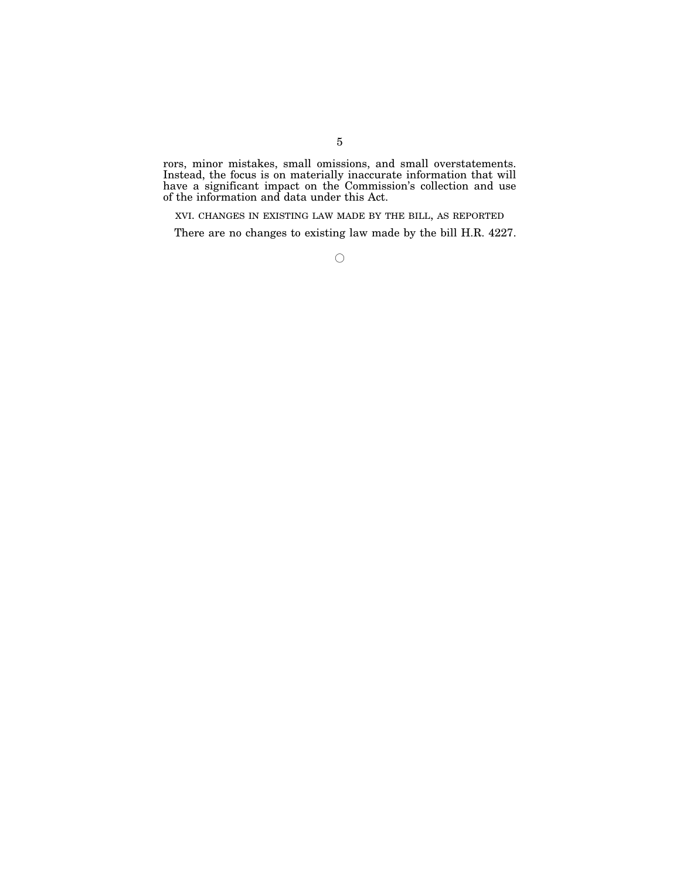rors, minor mistakes, small omissions, and small overstatements. Instead, the focus is on materially inaccurate information that will have a significant impact on the Commission's collection and use of the information and data under this Act.

## XVI. CHANGES IN EXISTING LAW MADE BY THE BILL, AS REPORTED

There are no changes to existing law made by the bill H.R. 4227.